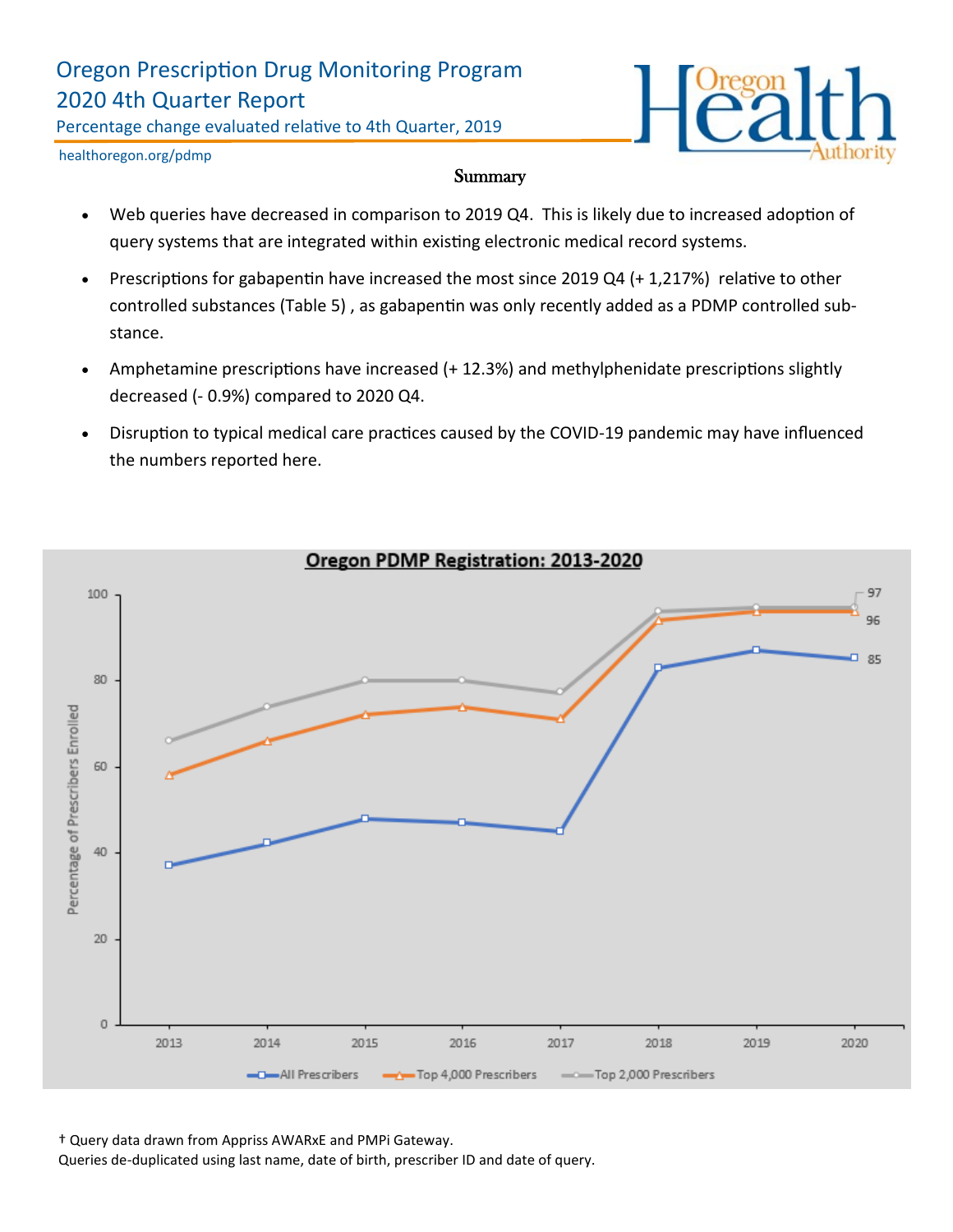# Oregon Prescription Drug Monitoring Program
# 2020 4th Quarter Report

Percentage change evaluated relative to 4th Quarter, 2019

healthoregon.org/pdmp

## Summary

- Web queries have decreased in comparison to 2019 Q4. This is likely due to increased adoption of query systems that are integrated within existing electronic medical record systems.
- Prescriptions for gabapentin have increased the most since 2019 Q4 (+ 1,217%) relative to other controlled substances (Table 5) , as gabapentin was only recently added as a PDMP controlled substance.
- Amphetamine prescriptions have increased (+ 12.3%) and methylphenidate prescriptions slightly decreased (- 0.9%) compared to 2020 Q4.
- Disruption to typical medical care practices caused by the COVID-19 pandemic may have influenced the numbers reported here.

**Oregon PDMP Registration: 2013-2020**

Percentage of Prescribers Enrolled

| Year | All Prescribers | Top 4,000 Prescribers | Top 2,000 Prescribers |
|---|---|---|---|
| 2013 | ~37 | ~58 | ~66 |
| 2014 | ~42 | ~66 | ~74 |
| 2015 | ~48 | ~72 | ~80 |
| 2016 | ~47 | ~74 | ~80 |
| 2017 | ~45 | ~71 | ~77 |
| 2018 | ~83 | ~94 | ~96 |
| 2019 | ~87 | ~96 | ~97 |
| 2020 | 85 | 96 | 97 |

† Query data drawn from Appriss AWARxE and PMPi Gateway.
Queries de-duplicated using last name, date of birth, prescriber ID and date of query.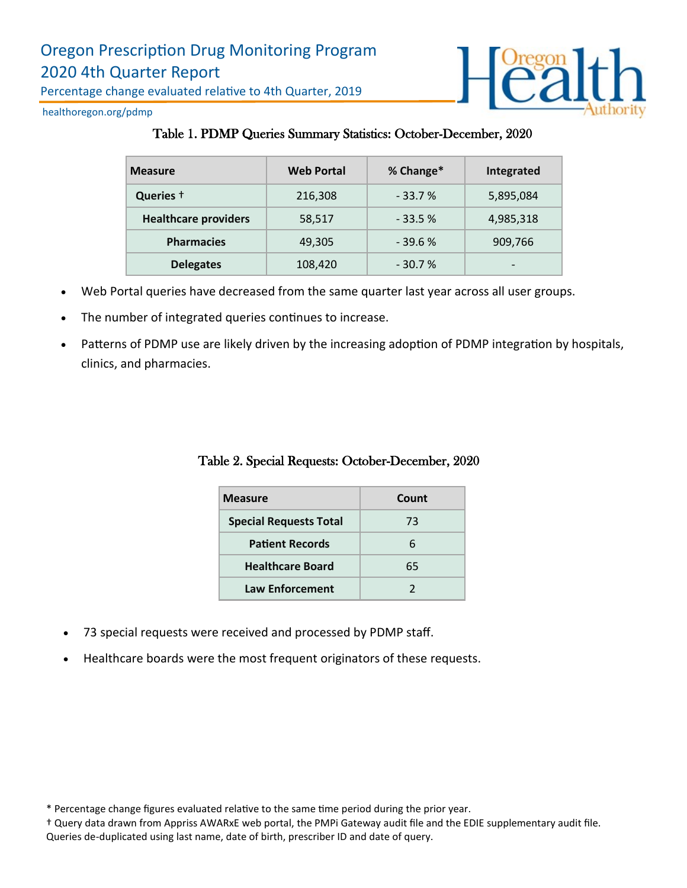# Oregon Prescription Drug Monitoring Program
## 2020 4th Quarter Report

Percentage change evaluated relative to 4th Quarter, 2019

healthoregon.org/pdmp

### Table 1. PDMP Queries Summary Statistics: October-December, 2020

| Measure | Web Portal | % Change* | Integrated |
|---|---|---|---|
| Queries † | 216,308 | - 33.7 % | 5,895,084 |
| Healthcare providers | 58,517 | - 33.5 % | 4,985,318 |
| Pharmacies | 49,305 | - 39.6 % | 909,766 |
| Delegates | 108,420 | - 30.7 % | - |

- Web Portal queries have decreased from the same quarter last year across all user groups.
- The number of integrated queries continues to increase.
- Patterns of PDMP use are likely driven by the increasing adoption of PDMP integration by hospitals, clinics, and pharmacies.

### Table 2. Special Requests: October-December, 2020

| Measure | Count |
|---|---|
| Special Requests Total | 73 |
| Patient Records | 6 |
| Healthcare Board | 65 |
| Law Enforcement | 2 |

- 73 special requests were received and processed by PDMP staff.
- Healthcare boards were the most frequent originators of these requests.

* Percentage change figures evaluated relative to the same time period during the prior year.

† Query data drawn from Appriss AWARxE web portal, the PMPi Gateway audit file and the EDIE supplementary audit file. Queries de-duplicated using last name, date of birth, prescriber ID and date of query.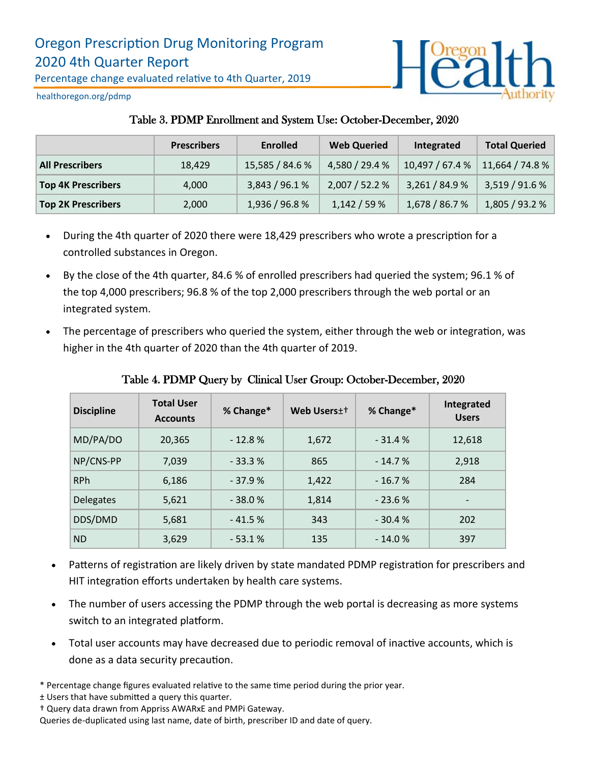# Oregon Prescription Drug Monitoring Program
## 2020 4th Quarter Report

Percentage change evaluated relative to 4th Quarter, 2019

healthoregon.org/pdmp

### Table 3. PDMP Enrollment and System Use: October-December, 2020

| | Prescribers | Enrolled | Web Queried | Integrated | Total Queried |
|---|---|---|---|---|---|
| **All Prescribers** | 18,429 | 15,585 / 84.6 % | 4,580 / 29.4 % | 10,497 / 67.4 % | 11,664 / 74.8 % |
| **Top 4K Prescribers** | 4,000 | 3,843 / 96.1 % | 2,007 / 52.2 % | 3,261 / 84.9 % | 3,519 / 91.6 % |
| **Top 2K Prescribers** | 2,000 | 1,936 / 96.8 % | 1,142 / 59 % | 1,678 / 86.7 % | 1,805 / 93.2 % |

- During the 4th quarter of 2020 there were 18,429 prescribers who wrote a prescription for a controlled substances in Oregon.
- By the close of the 4th quarter, 84.6 % of enrolled prescribers had queried the system; 96.1 % of the top 4,000 prescribers; 96.8 % of the top 2,000 prescribers through the web portal or an integrated system.
- The percentage of prescribers who queried the system, either through the web or integration, was higher in the 4th quarter of 2020 than the 4th quarter of 2019.

### Table 4. PDMP Query by Clinical User Group: October-December, 2020

| Discipline | Total User Accounts | % Change* | Web Users±† | % Change* | Integrated Users |
|---|---|---|---|---|---|
| MD/PA/DO | 20,365 | - 12.8 % | 1,672 | - 31.4 % | 12,618 |
| NP/CNS-PP | 7,039 | - 33.3 % | 865 | - 14.7 % | 2,918 |
| RPh | 6,186 | - 37.9 % | 1,422 | - 16.7 % | 284 |
| Delegates | 5,621 | - 38.0 % | 1,814 | - 23.6 % | - |
| DDS/DMD | 5,681 | - 41.5 % | 343 | - 30.4 % | 202 |
| ND | 3,629 | - 53.1 % | 135 | - 14.0 % | 397 |

- Patterns of registration are likely driven by state mandated PDMP registration for prescribers and HIT integration efforts undertaken by health care systems.
- The number of users accessing the PDMP through the web portal is decreasing as more systems switch to an integrated platform.
- Total user accounts may have decreased due to periodic removal of inactive accounts, which is done as a data security precaution.

\* Percentage change figures evaluated relative to the same time period during the prior year.
± Users that have submitted a query this quarter.
† Query data drawn from Appriss AWARxE and PMPi Gateway.
Queries de-duplicated using last name, date of birth, prescriber ID and date of query.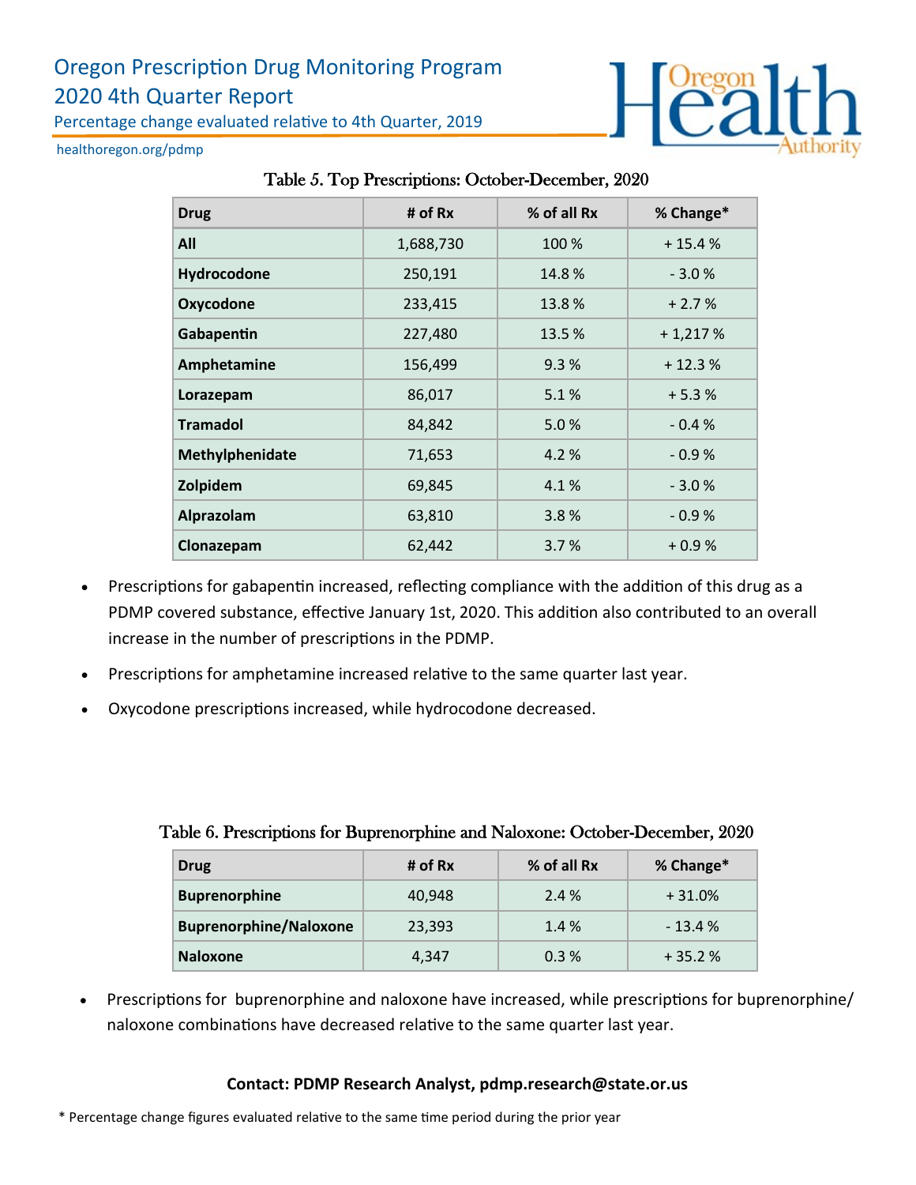# Oregon Prescription Drug Monitoring Program
## 2020 4th Quarter Report

Percentage change evaluated relative to 4th Quarter, 2019

healthoregon.org/pdmp

Table 5. Top Prescriptions: October-December, 2020

| Drug | # of Rx | % of all Rx | % Change* |
|---|---|---|---|
| **All** | 1,688,730 | 100 % | + 15.4 % |
| **Hydrocodone** | 250,191 | 14.8 % | - 3.0 % |
| **Oxycodone** | 233,415 | 13.8 % | + 2.7 % |
| **Gabapentin** | 227,480 | 13.5 % | + 1,217 % |
| **Amphetamine** | 156,499 | 9.3 % | + 12.3 % |
| **Lorazepam** | 86,017 | 5.1 % | + 5.3 % |
| **Tramadol** | 84,842 | 5.0 % | - 0.4 % |
| **Methylphenidate** | 71,653 | 4.2 % | - 0.9 % |
| **Zolpidem** | 69,845 | 4.1 % | - 3.0 % |
| **Alprazolam** | 63,810 | 3.8 % | - 0.9 % |
| **Clonazepam** | 62,442 | 3.7 % | + 0.9 % |

- Prescriptions for gabapentin increased, reflecting compliance with the addition of this drug as a PDMP covered substance, effective January 1st, 2020. This addition also contributed to an overall increase in the number of prescriptions in the PDMP.
- Prescriptions for amphetamine increased relative to the same quarter last year.
- Oxycodone prescriptions increased, while hydrocodone decreased.

Table 6. Prescriptions for Buprenorphine and Naloxone: October-December, 2020

| Drug | # of Rx | % of all Rx | % Change* |
|---|---|---|---|
| **Buprenorphine** | 40,948 | 2.4 % | + 31.0% |
| **Buprenorphine/Naloxone** | 23,393 | 1.4 % | - 13.4 % |
| **Naloxone** | 4,347 | 0.3 % | + 35.2 % |

- Prescriptions for buprenorphine and naloxone have increased, while prescriptions for buprenorphine/naloxone combinations have decreased relative to the same quarter last year.

**Contact: PDMP Research Analyst, pdmp.research@state.or.us**

* Percentage change figures evaluated relative to the same time period during the prior year